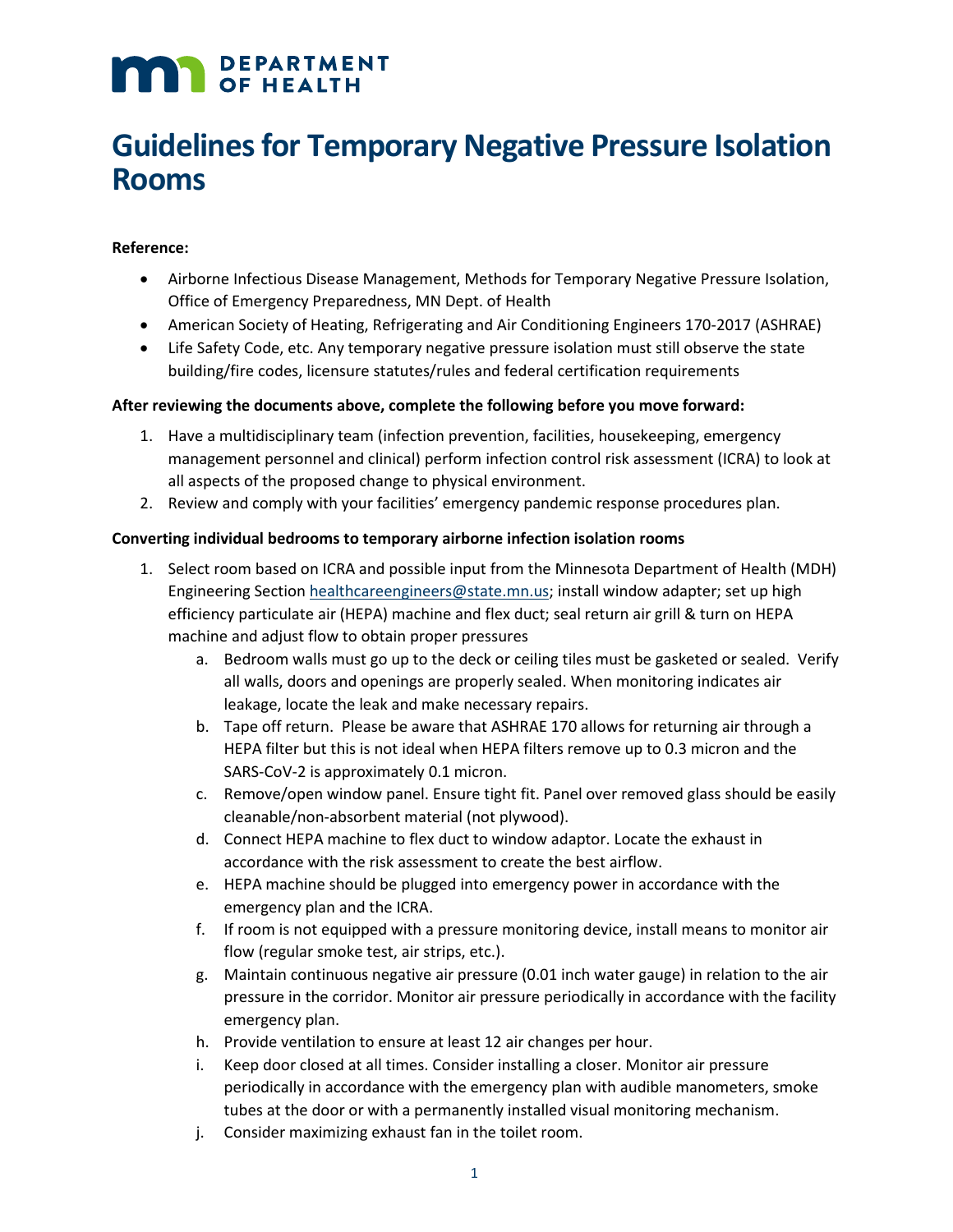**DEPARTMENT OF HEALTH**

# Guidelines for Temporary Negative Pressure Isolation Rooms

**Reference:**

- Airborne Infectious Disease Management, Methods for Temporary Negative Pressure Isolation, Office of Emergency Preparedness, MN Dept. of Health
- American Society of Heating, Refrigerating and Air Conditioning Engineers 170-2017 (ASHRAE)
- Life Safety Code, etc. Any temporary negative pressure isolation must still observe the state building/fire codes, licensure statutes/rules and federal certification requirements

**After reviewing the documents above, complete the following before you move forward:**

1. Have a multidisciplinary team (infection prevention, facilities, housekeeping, emergency management personnel and clinical) perform infection control risk assessment (ICRA) to look at all aspects of the proposed change to physical environment.
2. Review and comply with your facilities' emergency pandemic response procedures plan.

**Converting individual bedrooms to temporary airborne infection isolation rooms**

1. Select room based on ICRA and possible input from the Minnesota Department of Health (MDH) Engineering Section healthcareengineers@state.mn.us; install window adapter; set up high efficiency particulate air (HEPA) machine and flex duct; seal return air grill & turn on HEPA machine and adjust flow to obtain proper pressures
   a. Bedroom walls must go up to the deck or ceiling tiles must be gasketed or sealed. Verify all walls, doors and openings are properly sealed. When monitoring indicates air leakage, locate the leak and make necessary repairs.
   b. Tape off return. Please be aware that ASHRAE 170 allows for returning air through a HEPA filter but this is not ideal when HEPA filters remove up to 0.3 micron and the SARS-CoV-2 is approximately 0.1 micron.
   c. Remove/open window panel. Ensure tight fit. Panel over removed glass should be easily cleanable/non-absorbent material (not plywood).
   d. Connect HEPA machine to flex duct to window adaptor. Locate the exhaust in accordance with the risk assessment to create the best airflow.
   e. HEPA machine should be plugged into emergency power in accordance with the emergency plan and the ICRA.
   f. If room is not equipped with a pressure monitoring device, install means to monitor air flow (regular smoke test, air strips, etc.).
   g. Maintain continuous negative air pressure (0.01 inch water gauge) in relation to the air pressure in the corridor. Monitor air pressure periodically in accordance with the facility emergency plan.
   h. Provide ventilation to ensure at least 12 air changes per hour.
   i. Keep door closed at all times. Consider installing a closer. Monitor air pressure periodically in accordance with the emergency plan with audible manometers, smoke tubes at the door or with a permanently installed visual monitoring mechanism.
   j. Consider maximizing exhaust fan in the toilet room.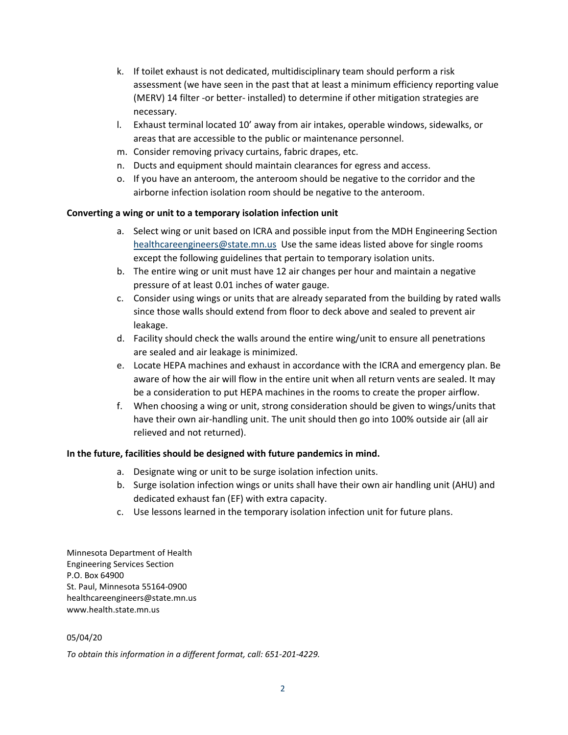k. If toilet exhaust is not dedicated, multidisciplinary team should perform a risk assessment (we have seen in the past that at least a minimum efficiency reporting value (MERV) 14 filter -or better- installed) to determine if other mitigation strategies are necessary.
l. Exhaust terminal located 10' away from air intakes, operable windows, sidewalks, or areas that are accessible to the public or maintenance personnel.
m. Consider removing privacy curtains, fabric drapes, etc.
n. Ducts and equipment should maintain clearances for egress and access.
o. If you have an anteroom, the anteroom should be negative to the corridor and the airborne infection isolation room should be negative to the anteroom.

**Converting a wing or unit to a temporary isolation infection unit**

a. Select wing or unit based on ICRA and possible input from the MDH Engineering Section healthcareengineers@state.mn.us Use the same ideas listed above for single rooms except the following guidelines that pertain to temporary isolation units.
b. The entire wing or unit must have 12 air changes per hour and maintain a negative pressure of at least 0.01 inches of water gauge.
c. Consider using wings or units that are already separated from the building by rated walls since those walls should extend from floor to deck above and sealed to prevent air leakage.
d. Facility should check the walls around the entire wing/unit to ensure all penetrations are sealed and air leakage is minimized.
e. Locate HEPA machines and exhaust in accordance with the ICRA and emergency plan. Be aware of how the air will flow in the entire unit when all return vents are sealed. It may be a consideration to put HEPA machines in the rooms to create the proper airflow.
f. When choosing a wing or unit, strong consideration should be given to wings/units that have their own air-handling unit. The unit should then go into 100% outside air (all air relieved and not returned).

**In the future, facilities should be designed with future pandemics in mind.**

a. Designate wing or unit to be surge isolation infection units.
b. Surge isolation infection wings or units shall have their own air handling unit (AHU) and dedicated exhaust fan (EF) with extra capacity.
c. Use lessons learned in the temporary isolation infection unit for future plans.

Minnesota Department of Health
Engineering Services Section
P.O. Box 64900
St. Paul, Minnesota 55164-0900
healthcareengineers@state.mn.us
www.health.state.mn.us

05/04/20

*To obtain this information in a different format, call: 651-201-4229.*